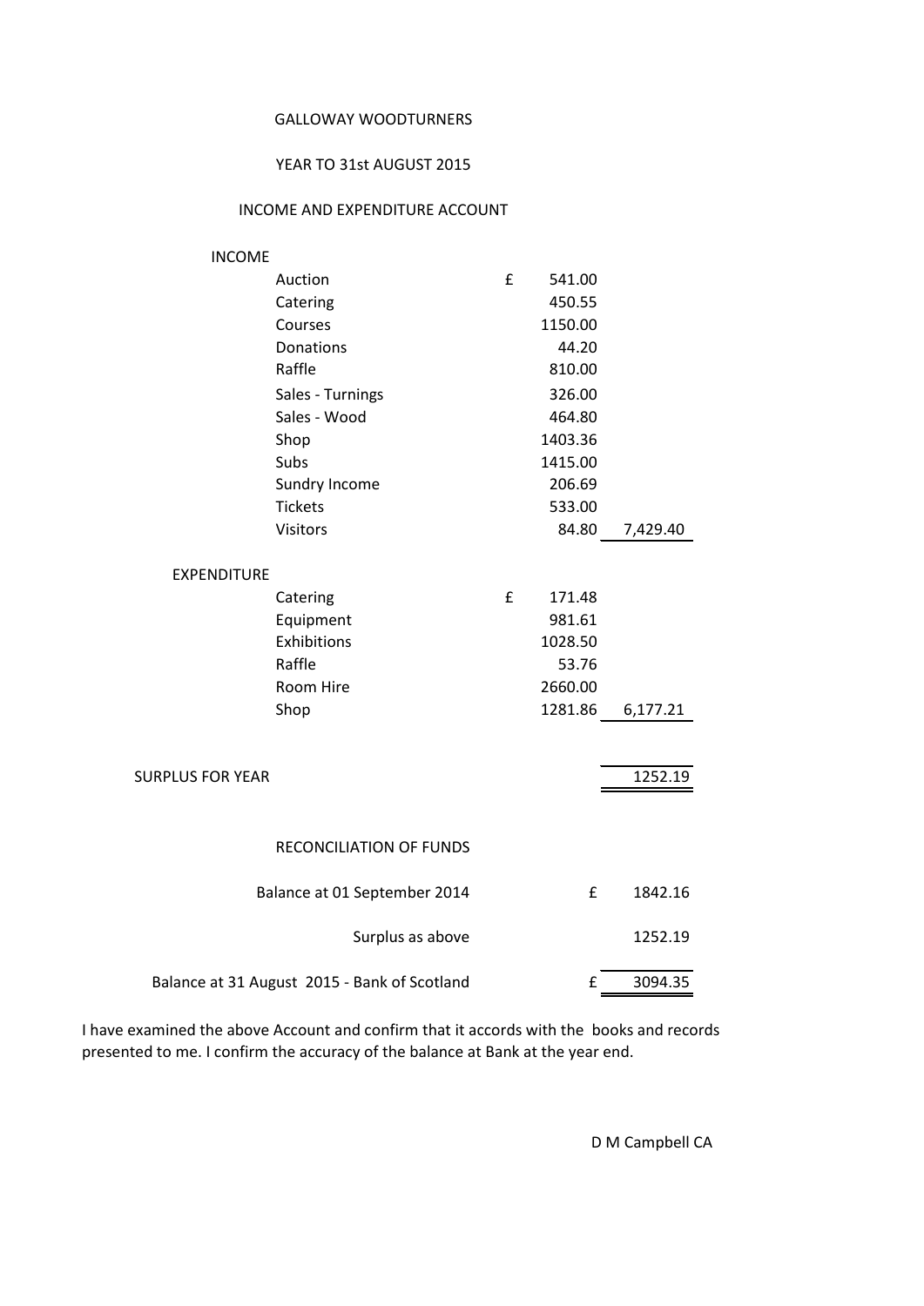# GALLOWAY WOODTURNERS

## YEAR TO 31st AUGUST 2015

## INCOME AND EXPENDITURE ACCOUNT

| | | | |
|---|---|---|---|
| **INCOME** | | | |
| Auction | £ | 541.00 | |
| Catering | | 450.55 | |
| Courses | | 1150.00 | |
| Donations | | 44.20 | |
| Raffle | | 810.00 | |
| Sales - Turnings | | 326.00 | |
| Sales - Wood | | 464.80 | |
| Shop | | 1403.36 | |
| Subs | | 1415.00 | |
| Sundry Income | | 206.69 | |
| Tickets | | 533.00 | |
| Visitors | | 84.80 | 7,429.40 |
| **EXPENDITURE** | | | |
| Catering | £ | 171.48 | |
| Equipment | | 981.61 | |
| Exhibitions | | 1028.50 | |
| Raffle | | 53.76 | |
| Room Hire | | 2660.00 | |
| Shop | | 1281.86 | 6,177.21 |
| **SURPLUS FOR YEAR** | | | 1252.19 |

## RECONCILIATION OF FUNDS

| | | |
|---|---|---|
| Balance at 01 September 2014 | £ | 1842.16 |
| Surplus as above | | 1252.19 |
| Balance at 31 August 2015 - Bank of Scotland | £ | 3094.35 |

I have examined the above Account and confirm that it accords with the books and records presented to me. I confirm the accuracy of the balance at Bank at the year end.

D M Campbell CA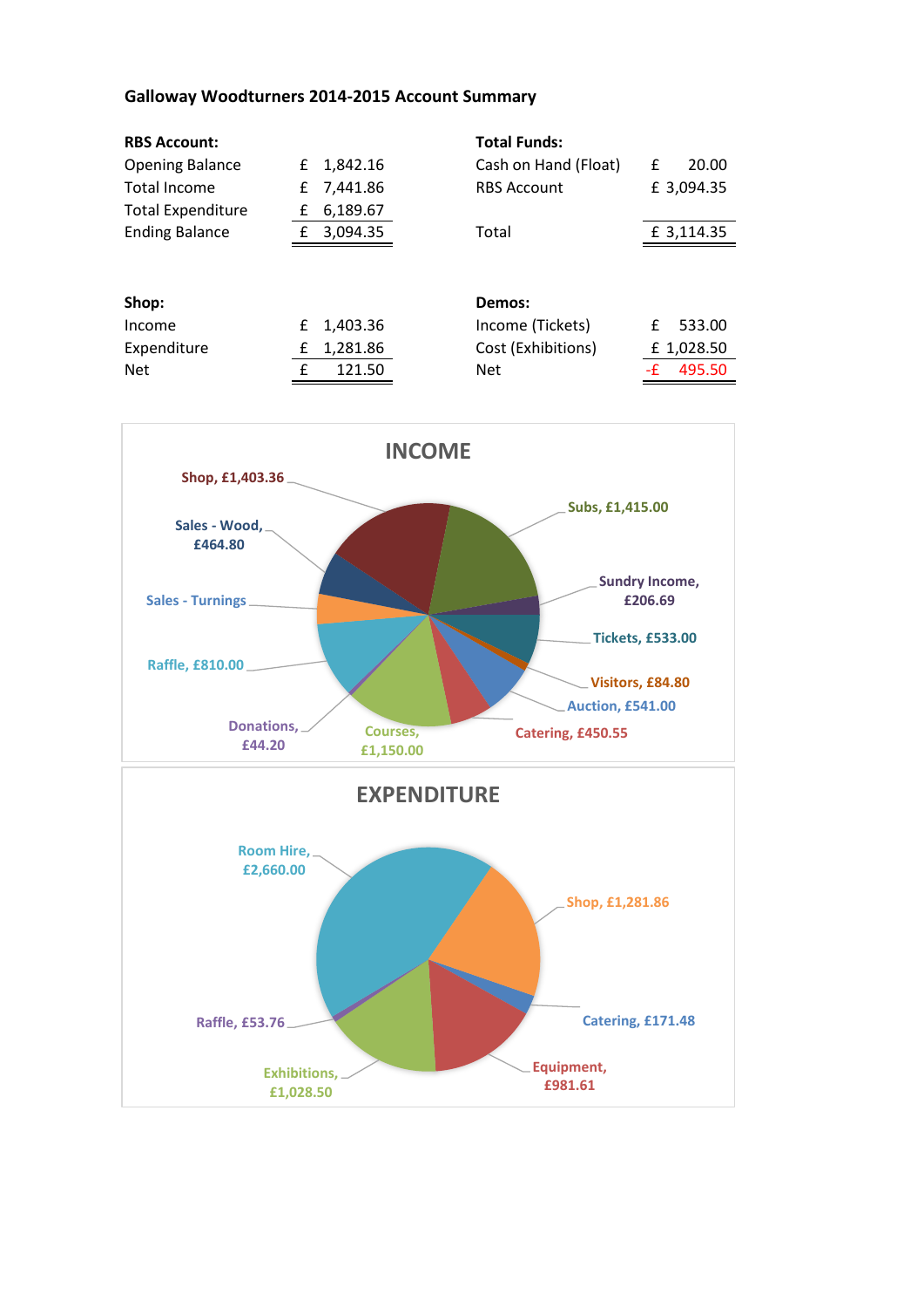**Galloway Woodturners 2014-2015 Account Summary**

| | | | |
|---|---|---|---|
| **RBS Account:** | | **Total Funds:** | |
| Opening Balance | £ 1,842.16 | Cash on Hand (Float) | £ 20.00 |
| Total Income | £ 7,441.86 | RBS Account | £ 3,094.35 |
| Total Expenditure | £ 6,189.67 | | |
| Ending Balance | £ 3,094.35 | Total | £ 3,114.35 |

| | | | |
|---|---|---|---|
| **Shop:** | | **Demos:** | |
| Income | £ 1,403.36 | Income (Tickets) | £ 533.00 |
| Expenditure | £ 1,281.86 | Cost (Exhibitions) | £ 1,028.50 |
| Net | £ 121.50 | Net | -£ 495.50 |

INCOME

Shop, £1,403.36

Subs, £1,415.00

Sales - Wood, £464.80

Sundry Income, £206.69

Sales - Turnings

Tickets, £533.00

Raffle, £810.00

Visitors, £84.80

Auction, £541.00

Donations, £44.20

Courses, £1,150.00

Catering, £450.55

EXPENDITURE

Room Hire, £2,660.00

Shop, £1,281.86

Catering, £171.48

Raffle, £53.76

Equipment, £981.61

Exhibitions, £1,028.50